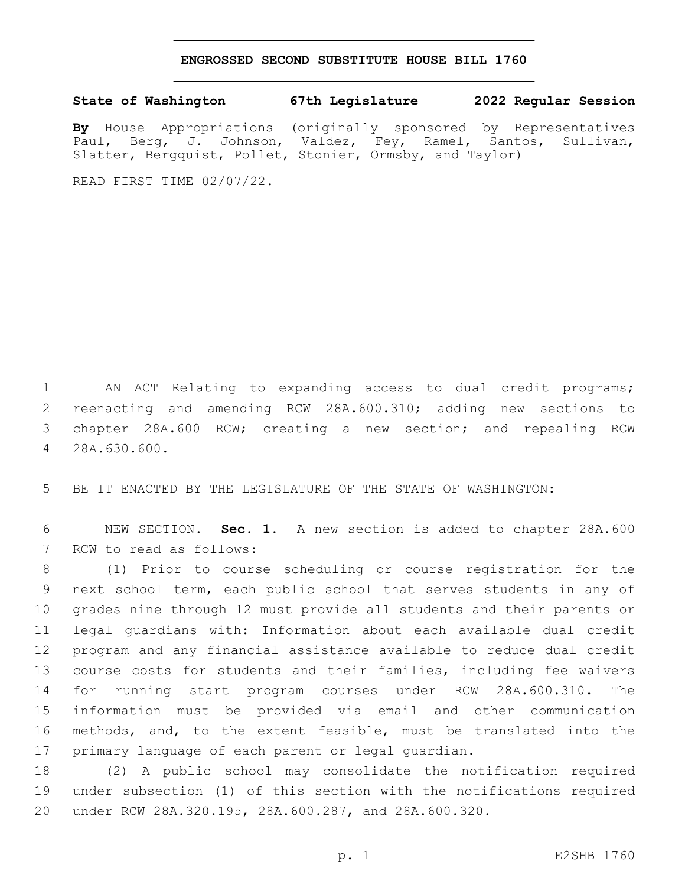# ENGROSSED SECOND SUBSTITUTE HOUSE BILL 1760

**State of Washington 67th Legislature 2022 Regular Session**

**By** House Appropriations (originally sponsored by Representatives Paul, Berg, J. Johnson, Valdez, Fey, Ramel, Santos, Sullivan, Slatter, Bergquist, Pollet, Stonier, Ormsby, and Taylor)

READ FIRST TIME 02/07/22.

AN ACT Relating to expanding access to dual credit programs; reenacting and amending RCW 28A.600.310; adding new sections to chapter 28A.600 RCW; creating a new section; and repealing RCW 28A.630.600.

BE IT ENACTED BY THE LEGISLATURE OF THE STATE OF WASHINGTON:

NEW SECTION. **Sec. 1.** A new section is added to chapter 28A.600 RCW to read as follows:

(1) Prior to course scheduling or course registration for the next school term, each public school that serves students in any of grades nine through 12 must provide all students and their parents or legal guardians with: Information about each available dual credit program and any financial assistance available to reduce dual credit course costs for students and their families, including fee waivers for running start program courses under RCW 28A.600.310. The information must be provided via email and other communication methods, and, to the extent feasible, must be translated into the primary language of each parent or legal guardian.

(2) A public school may consolidate the notification required under subsection (1) of this section with the notifications required under RCW 28A.320.195, 28A.600.287, and 28A.600.320.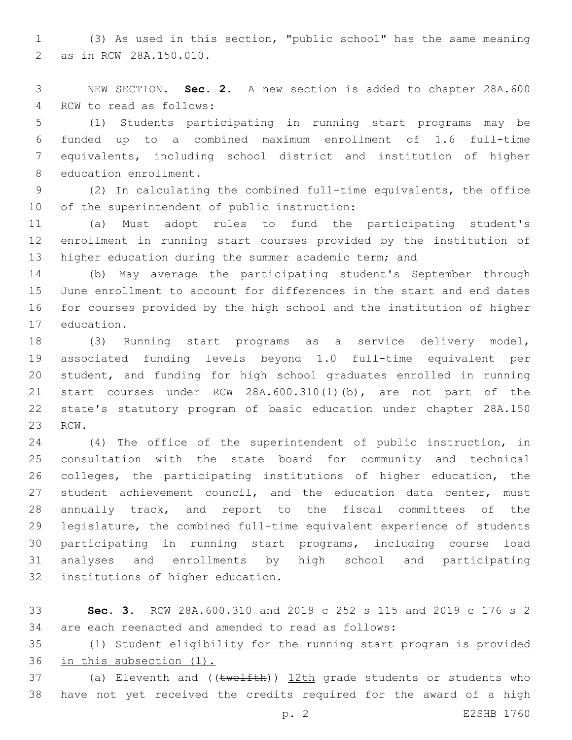(3) As used in this section, "public school" has the same meaning as in RCW 28A.150.010.

NEW SECTION. **Sec. 2.** A new section is added to chapter 28A.600 RCW to read as follows:

(1) Students participating in running start programs may be funded up to a combined maximum enrollment of 1.6 full-time equivalents, including school district and institution of higher education enrollment.

(2) In calculating the combined full-time equivalents, the office of the superintendent of public instruction:

(a) Must adopt rules to fund the participating student's enrollment in running start courses provided by the institution of higher education during the summer academic term; and

(b) May average the participating student's September through June enrollment to account for differences in the start and end dates for courses provided by the high school and the institution of higher education.

(3) Running start programs as a service delivery model, associated funding levels beyond 1.0 full-time equivalent per student, and funding for high school graduates enrolled in running start courses under RCW 28A.600.310(1)(b), are not part of the state's statutory program of basic education under chapter 28A.150 RCW.

(4) The office of the superintendent of public instruction, in consultation with the state board for community and technical colleges, the participating institutions of higher education, the student achievement council, and the education data center, must annually track, and report to the fiscal committees of the legislature, the combined full-time equivalent experience of students participating in running start programs, including course load analyses and enrollments by high school and participating institutions of higher education.

**Sec. 3.** RCW 28A.600.310 and 2019 c 252 s 115 and 2019 c 176 s 2 are each reenacted and amended to read as follows:

(1) Student eligibility for the running start program is provided in this subsection (1).

(a) Eleventh and ((~~twelfth~~)) 12th grade students or students who have not yet received the credits required for the award of a high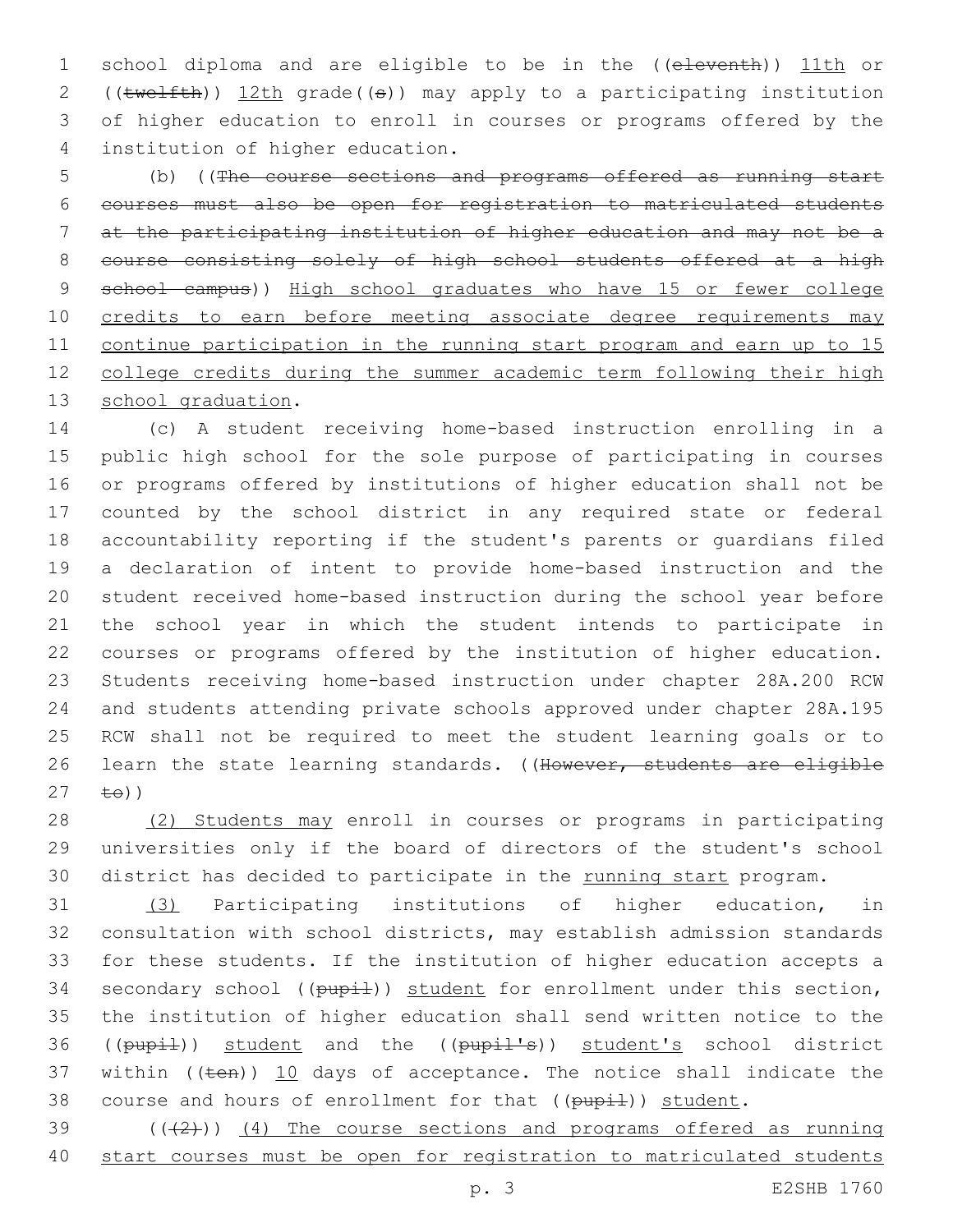school diploma and are eligible to be in the ((~~eleventh~~)) 11th or ((~~twelfth~~)) 12th grade((~~s~~)) may apply to a participating institution of higher education to enroll in courses or programs offered by the institution of higher education.

(b) ((~~The course sections and programs offered as running start courses must also be open for registration to matriculated students at the participating institution of higher education and may not be a course consisting solely of high school students offered at a high school campus~~)) High school graduates who have 15 or fewer college credits to earn before meeting associate degree requirements may continue participation in the running start program and earn up to 15 college credits during the summer academic term following their high school graduation.

(c) A student receiving home-based instruction enrolling in a public high school for the sole purpose of participating in courses or programs offered by institutions of higher education shall not be counted by the school district in any required state or federal accountability reporting if the student's parents or guardians filed a declaration of intent to provide home-based instruction and the student received home-based instruction during the school year before the school year in which the student intends to participate in courses or programs offered by the institution of higher education. Students receiving home-based instruction under chapter 28A.200 RCW and students attending private schools approved under chapter 28A.195 RCW shall not be required to meet the student learning goals or to learn the state learning standards. ((~~However, students are eligible to~~))

(2) Students may enroll in courses or programs in participating universities only if the board of directors of the student's school district has decided to participate in the running start program.

(3) Participating institutions of higher education, in consultation with school districts, may establish admission standards for these students. If the institution of higher education accepts a secondary school ((~~pupil~~)) student for enrollment under this section, the institution of higher education shall send written notice to the ((~~pupil~~)) student and the ((~~pupil's~~)) student's school district within ((~~ten~~)) 10 days of acceptance. The notice shall indicate the course and hours of enrollment for that ((~~pupil~~)) student.

((~~(2)~~)) (4) The course sections and programs offered as running start courses must be open for registration to matriculated students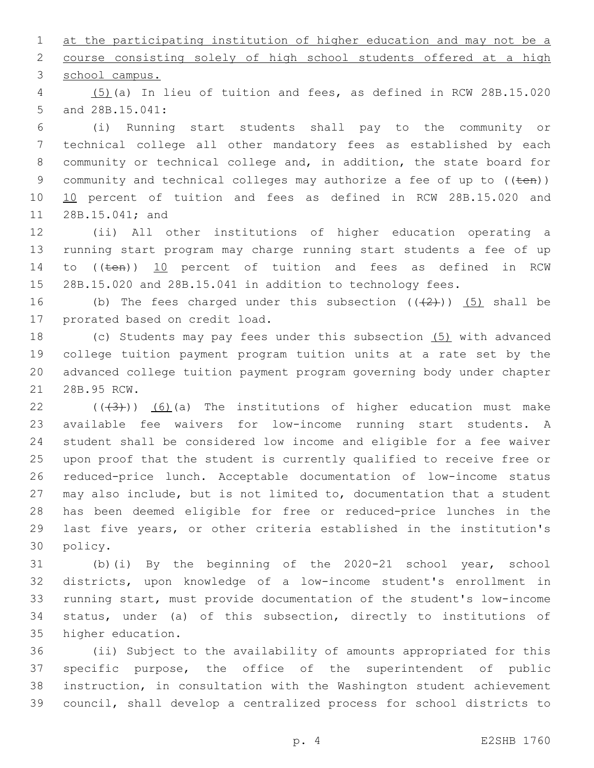at the participating institution of higher education and may not be a course consisting solely of high school students offered at a high school campus.

(5)(a) In lieu of tuition and fees, as defined in RCW 28B.15.020 and 28B.15.041:

(i) Running start students shall pay to the community or technical college all other mandatory fees as established by each community or technical college and, in addition, the state board for community and technical colleges may authorize a fee of up to ((~~ten~~)) 10 percent of tuition and fees as defined in RCW 28B.15.020 and 28B.15.041; and

(ii) All other institutions of higher education operating a running start program may charge running start students a fee of up to ((~~ten~~)) 10 percent of tuition and fees as defined in RCW 28B.15.020 and 28B.15.041 in addition to technology fees.

(b) The fees charged under this subsection ((~~(2)~~)) (5) shall be prorated based on credit load.

(c) Students may pay fees under this subsection (5) with advanced college tuition payment program tuition units at a rate set by the advanced college tuition payment program governing body under chapter 28B.95 RCW.

((~~(3)~~)) (6)(a) The institutions of higher education must make available fee waivers for low-income running start students. A student shall be considered low income and eligible for a fee waiver upon proof that the student is currently qualified to receive free or reduced-price lunch. Acceptable documentation of low-income status may also include, but is not limited to, documentation that a student has been deemed eligible for free or reduced-price lunches in the last five years, or other criteria established in the institution's policy.

(b)(i) By the beginning of the 2020-21 school year, school districts, upon knowledge of a low-income student's enrollment in running start, must provide documentation of the student's low-income status, under (a) of this subsection, directly to institutions of higher education.

(ii) Subject to the availability of amounts appropriated for this specific purpose, the office of the superintendent of public instruction, in consultation with the Washington student achievement council, shall develop a centralized process for school districts to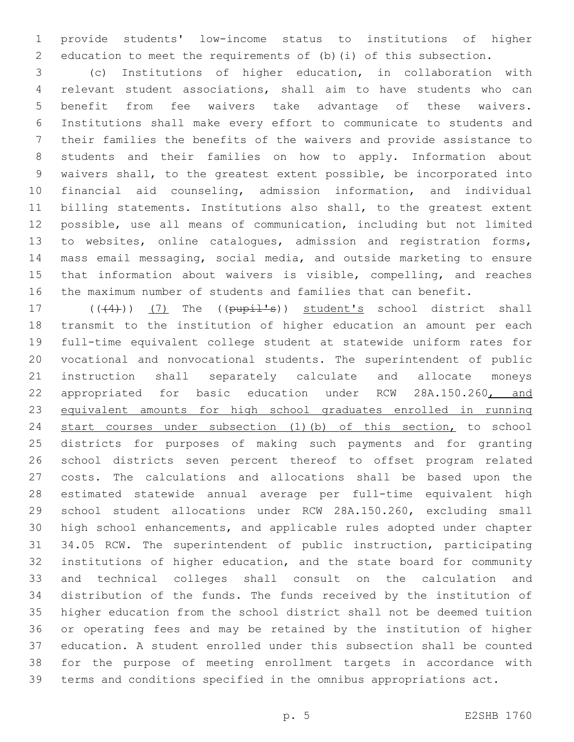provide students' low-income status to institutions of higher education to meet the requirements of (b)(i) of this subsection.

(c) Institutions of higher education, in collaboration with relevant student associations, shall aim to have students who can benefit from fee waivers take advantage of these waivers. Institutions shall make every effort to communicate to students and their families the benefits of the waivers and provide assistance to students and their families on how to apply. Information about waivers shall, to the greatest extent possible, be incorporated into financial aid counseling, admission information, and individual billing statements. Institutions also shall, to the greatest extent possible, use all means of communication, including but not limited to websites, online catalogues, admission and registration forms, mass email messaging, social media, and outside marketing to ensure that information about waivers is visible, compelling, and reaches the maximum number of students and families that can benefit.

((~~(4)~~)) <u>(7)</u> The ((~~pupil's~~)) <u>student's</u> school district shall transmit to the institution of higher education an amount per each full-time equivalent college student at statewide uniform rates for vocational and nonvocational students. The superintendent of public instruction shall separately calculate and allocate moneys appropriated for basic education under RCW 28A.150.260<u>, and equivalent amounts for high school graduates enrolled in running start courses under subsection (1)(b) of this section,</u> to school districts for purposes of making such payments and for granting school districts seven percent thereof to offset program related costs. The calculations and allocations shall be based upon the estimated statewide annual average per full-time equivalent high school student allocations under RCW 28A.150.260, excluding small high school enhancements, and applicable rules adopted under chapter 34.05 RCW. The superintendent of public instruction, participating institutions of higher education, and the state board for community and technical colleges shall consult on the calculation and distribution of the funds. The funds received by the institution of higher education from the school district shall not be deemed tuition or operating fees and may be retained by the institution of higher education. A student enrolled under this subsection shall be counted for the purpose of meeting enrollment targets in accordance with terms and conditions specified in the omnibus appropriations act.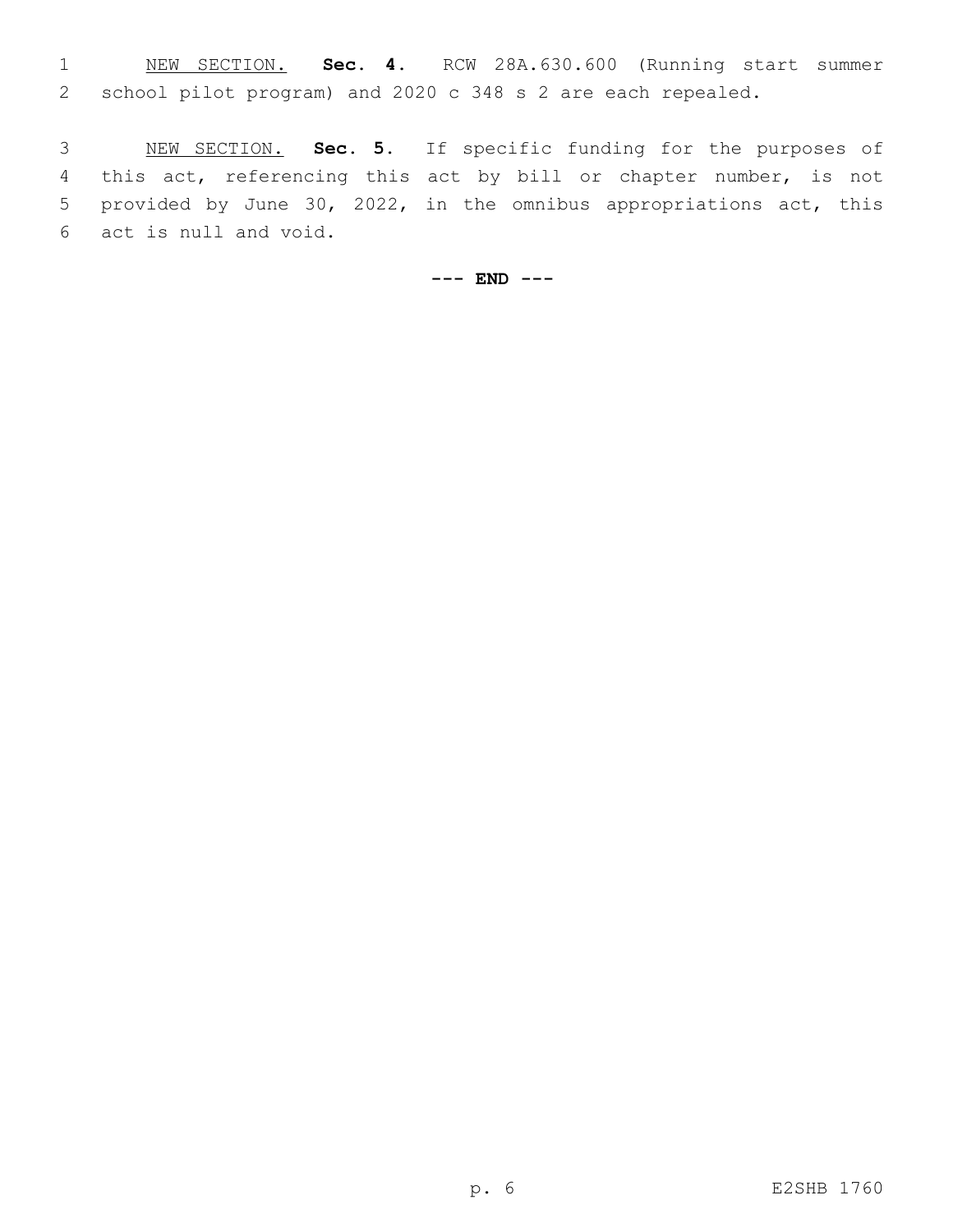NEW SECTION. **Sec. 4.** RCW 28A.630.600 (Running start summer school pilot program) and 2020 c 348 s 2 are each repealed.

NEW SECTION. **Sec. 5.** If specific funding for the purposes of this act, referencing this act by bill or chapter number, is not provided by June 30, 2022, in the omnibus appropriations act, this act is null and void.

**--- END ---**